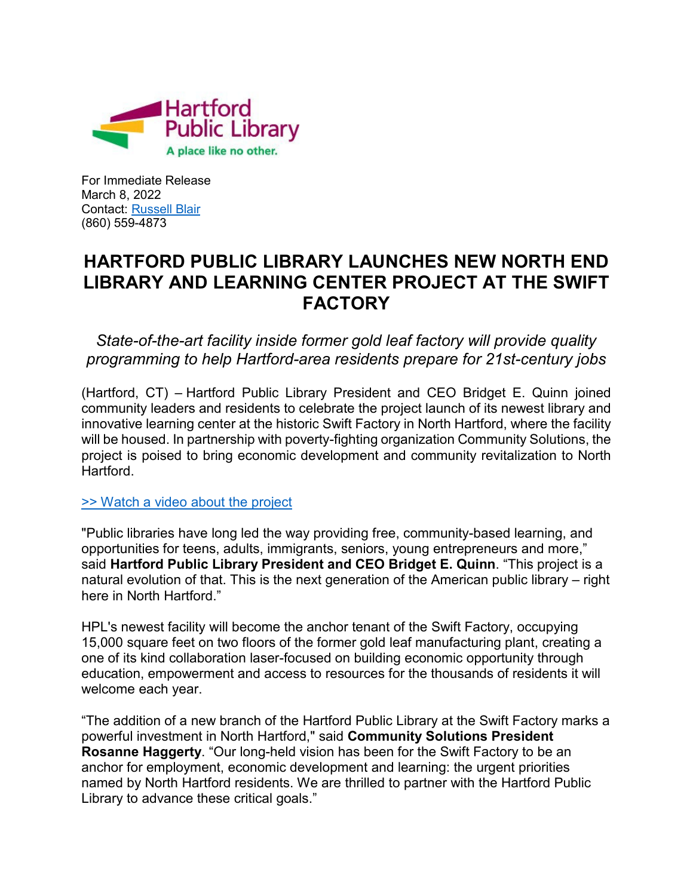Hartford Public Library
A place like no other.

For Immediate Release
March 8, 2022
Contact: Russell Blair
(860) 559-4873

# HARTFORD PUBLIC LIBRARY LAUNCHES NEW NORTH END LIBRARY AND LEARNING CENTER PROJECT AT THE SWIFT FACTORY

*State-of-the-art facility inside former gold leaf factory will provide quality programming to help Hartford-area residents prepare for 21st-century jobs*

(Hartford, CT) – Hartford Public Library President and CEO Bridget E. Quinn joined community leaders and residents to celebrate the project launch of its newest library and innovative learning center at the historic Swift Factory in North Hartford, where the facility will be housed. In partnership with poverty-fighting organization Community Solutions, the project is poised to bring economic development and community revitalization to North Hartford.

>> Watch a video about the project

"Public libraries have long led the way providing free, community-based learning, and opportunities for teens, adults, immigrants, seniors, young entrepreneurs and more," said **Hartford Public Library President and CEO Bridget E. Quinn**. "This project is a natural evolution of that. This is the next generation of the American public library – right here in North Hartford."

HPL's newest facility will become the anchor tenant of the Swift Factory, occupying 15,000 square feet on two floors of the former gold leaf manufacturing plant, creating a one of its kind collaboration laser-focused on building economic opportunity through education, empowerment and access to resources for the thousands of residents it will welcome each year.

"The addition of a new branch of the Hartford Public Library at the Swift Factory marks a powerful investment in North Hartford," said **Community Solutions President Rosanne Haggerty**. "Our long-held vision has been for the Swift Factory to be an anchor for employment, economic development and learning: the urgent priorities named by North Hartford residents. We are thrilled to partner with the Hartford Public Library to advance these critical goals."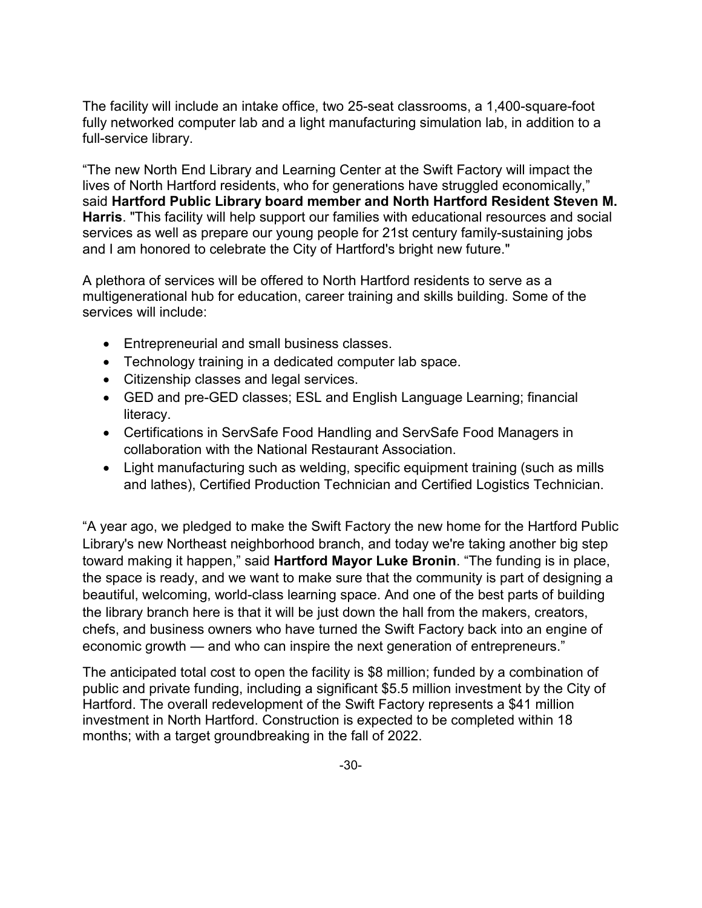The facility will include an intake office, two 25-seat classrooms, a 1,400-square-foot fully networked computer lab and a light manufacturing simulation lab, in addition to a full-service library.

“The new North End Library and Learning Center at the Swift Factory will impact the lives of North Hartford residents, who for generations have struggled economically,” said **Hartford Public Library board member and North Hartford Resident Steven M. Harris**. "This facility will help support our families with educational resources and social services as well as prepare our young people for 21st century family-sustaining jobs and I am honored to celebrate the City of Hartford's bright new future."

A plethora of services will be offered to North Hartford residents to serve as a multigenerational hub for education, career training and skills building. Some of the services will include:

- Entrepreneurial and small business classes.
- Technology training in a dedicated computer lab space.
- Citizenship classes and legal services.
- GED and pre-GED classes; ESL and English Language Learning; financial literacy.
- Certifications in ServSafe Food Handling and ServSafe Food Managers in collaboration with the National Restaurant Association.
- Light manufacturing such as welding, specific equipment training (such as mills and lathes), Certified Production Technician and Certified Logistics Technician.

“A year ago, we pledged to make the Swift Factory the new home for the Hartford Public Library's new Northeast neighborhood branch, and today we're taking another big step toward making it happen,” said **Hartford Mayor Luke Bronin**. “The funding is in place, the space is ready, and we want to make sure that the community is part of designing a beautiful, welcoming, world-class learning space. And one of the best parts of building the library branch here is that it will be just down the hall from the makers, creators, chefs, and business owners who have turned the Swift Factory back into an engine of economic growth — and who can inspire the next generation of entrepreneurs.”

The anticipated total cost to open the facility is $8 million; funded by a combination of public and private funding, including a significant $5.5 million investment by the City of Hartford. The overall redevelopment of the Swift Factory represents a $41 million investment in North Hartford. Construction is expected to be completed within 18 months; with a target groundbreaking in the fall of 2022.

-30-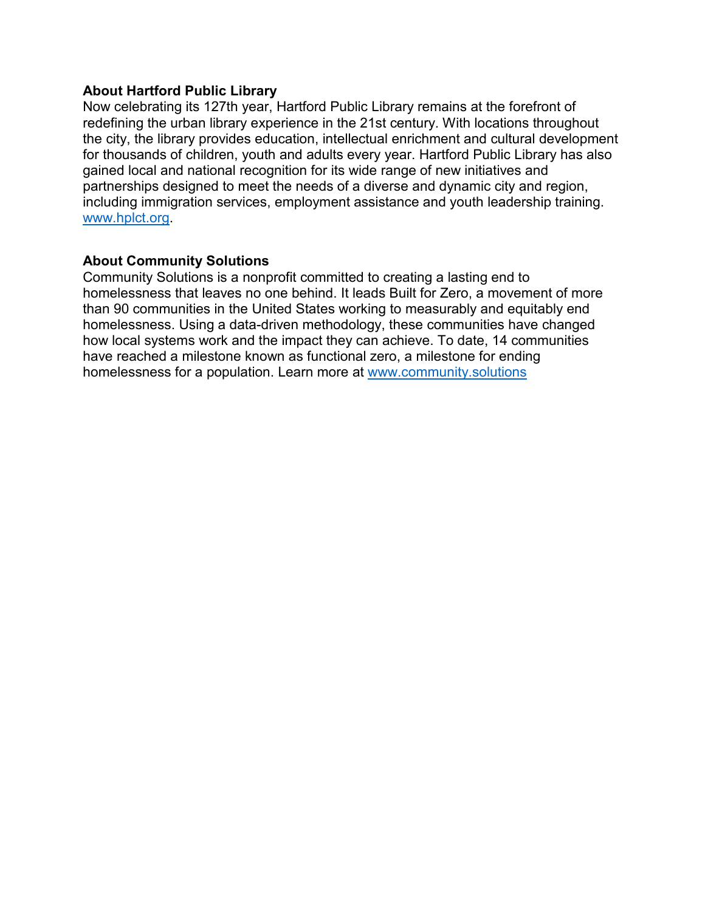**About Hartford Public Library**

Now celebrating its 127th year, Hartford Public Library remains at the forefront of redefining the urban library experience in the 21st century. With locations throughout the city, the library provides education, intellectual enrichment and cultural development for thousands of children, youth and adults every year. Hartford Public Library has also gained local and national recognition for its wide range of new initiatives and partnerships designed to meet the needs of a diverse and dynamic city and region, including immigration services, employment assistance and youth leadership training. [www.hplct.org](http://www.hplct.org).

**About Community Solutions**

Community Solutions is a nonprofit committed to creating a lasting end to homelessness that leaves no one behind. It leads Built for Zero, a movement of more than 90 communities in the United States working to measurably and equitably end homelessness. Using a data-driven methodology, these communities have changed how local systems work and the impact they can achieve. To date, 14 communities have reached a milestone known as functional zero, a milestone for ending homelessness for a population. Learn more at [www.community.solutions](http://www.community.solutions)